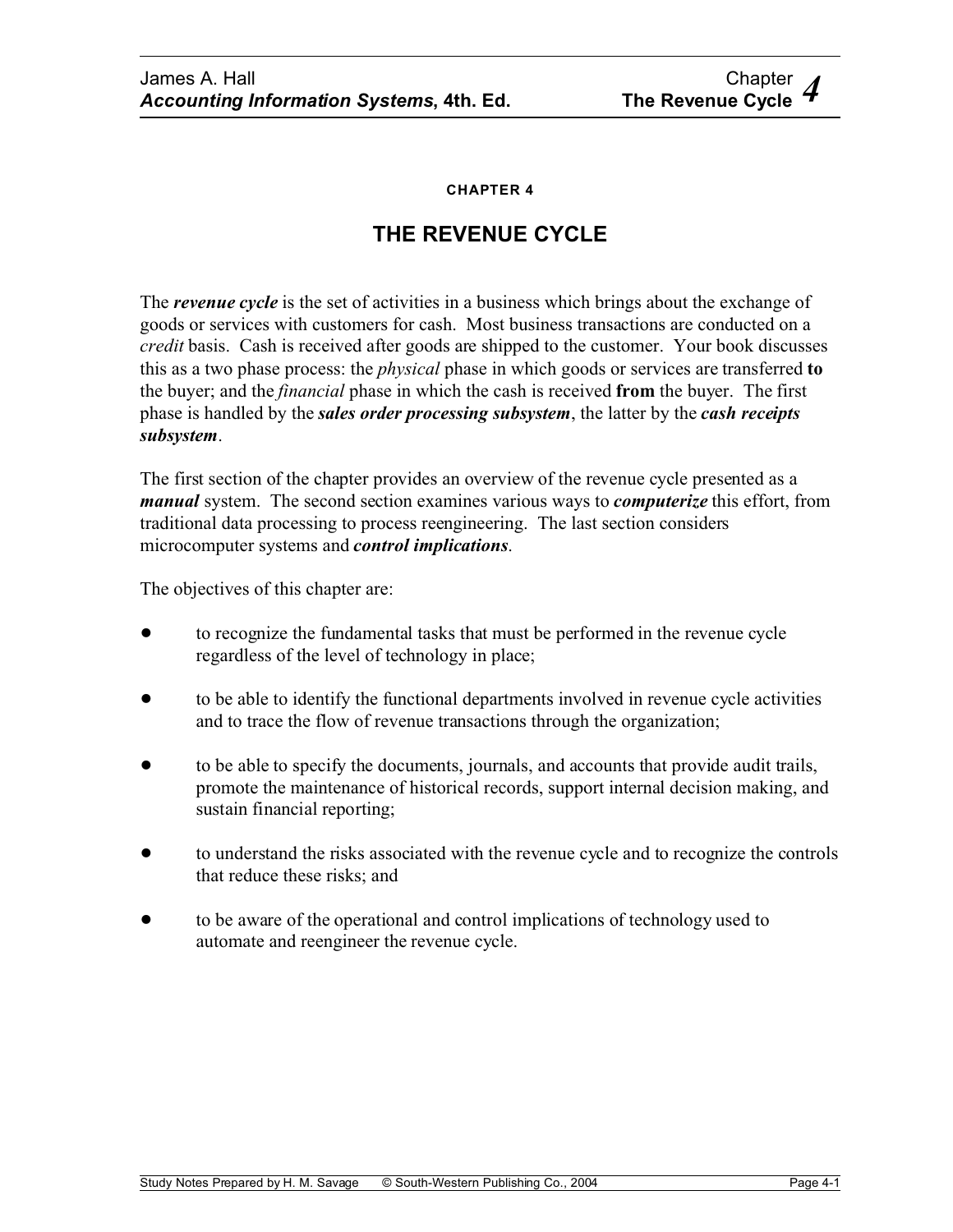# CHAPTER 4

# THE REVENUE CYCLE

The ***revenue cycle*** is the set of activities in a business which brings about the exchange of goods or services with customers for cash. Most business transactions are conducted on a *credit* basis. Cash is received after goods are shipped to the customer. Your book discusses this as a two phase process: the *physical* phase in which goods or services are transferred **to** the buyer; and the *financial* phase in which the cash is received **from** the buyer. The first phase is handled by the ***sales order processing subsystem***, the latter by the ***cash receipts subsystem***.

The first section of the chapter provides an overview of the revenue cycle presented as a ***manual*** system. The second section examines various ways to ***computerize*** this effort, from traditional data processing to process reengineering. The last section considers microcomputer systems and ***control implications***.

The objectives of this chapter are:

- to recognize the fundamental tasks that must be performed in the revenue cycle regardless of the level of technology in place;
- to be able to identify the functional departments involved in revenue cycle activities and to trace the flow of revenue transactions through the organization;
- to be able to specify the documents, journals, and accounts that provide audit trails, promote the maintenance of historical records, support internal decision making, and sustain financial reporting;
- to understand the risks associated with the revenue cycle and to recognize the controls that reduce these risks; and
- to be aware of the operational and control implications of technology used to automate and reengineer the revenue cycle.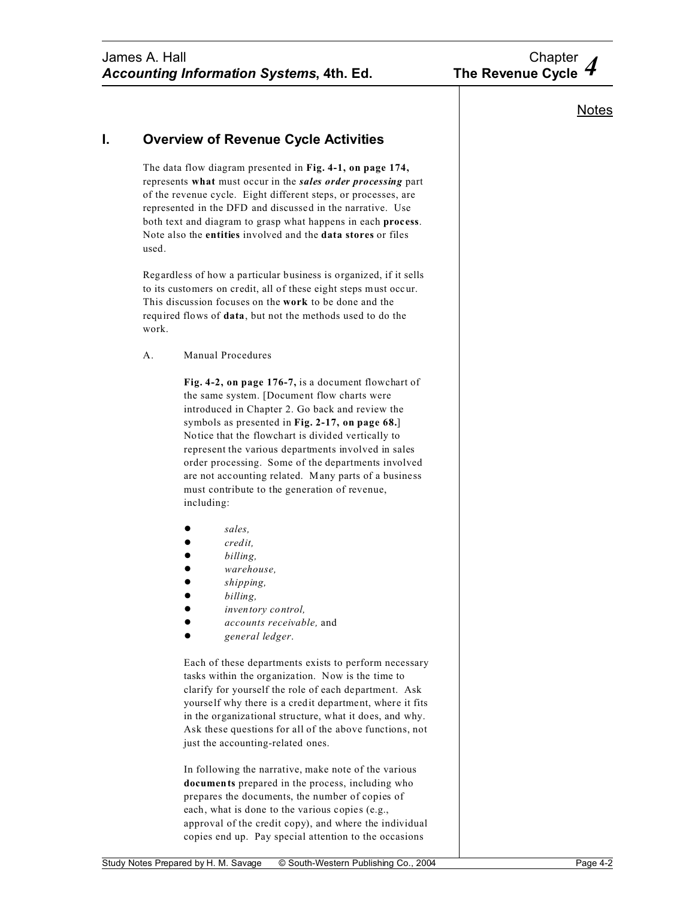## I. Overview of Revenue Cycle Activities

The data flow diagram presented in **Fig. 4-1, on page 174,** represents **what** must occur in the ***sales order processing*** part of the revenue cycle. Eight different steps, or processes, are represented in the DFD and discussed in the narrative. Use both text and diagram to grasp what happens in each **process**. Note also the **entities** involved and the **data stores** or files used.

Regardless of how a particular business is organized, if it sells to its customers on credit, all of these eight steps must occur. This discussion focuses on the **work** to be done and the required flows of **data**, but not the methods used to do the work.

A. Manual Procedures

**Fig. 4-2, on page 176-7,** is a document flowchart of the same system. [Document flow charts were introduced in Chapter 2. Go back and review the symbols as presented in **Fig. 2-17, on page 68.**] Notice that the flowchart is divided vertically to represent the various departments involved in sales order processing. Some of the departments involved are not accounting related. Many parts of a business must contribute to the generation of revenue, including:

- *sales,*
- *credit,*
- *billing,*
- *warehouse,*
- *shipping,*
- *billing,*
- *inventory control,*
- *accounts receivable,* and
- *general ledger*.

Each of these departments exists to perform necessary tasks within the organization. Now is the time to clarify for yourself the role of each department. Ask yourself why there is a credit department, where it fits in the organizational structure, what it does, and why. Ask these questions for all of the above functions, not just the accounting-related ones.

In following the narrative, make note of the various **documents** prepared in the process, including who prepares the documents, the number of copies of each, what is done to the various copies (e.g., approval of the credit copy), and where the individual copies end up. Pay special attention to the occasions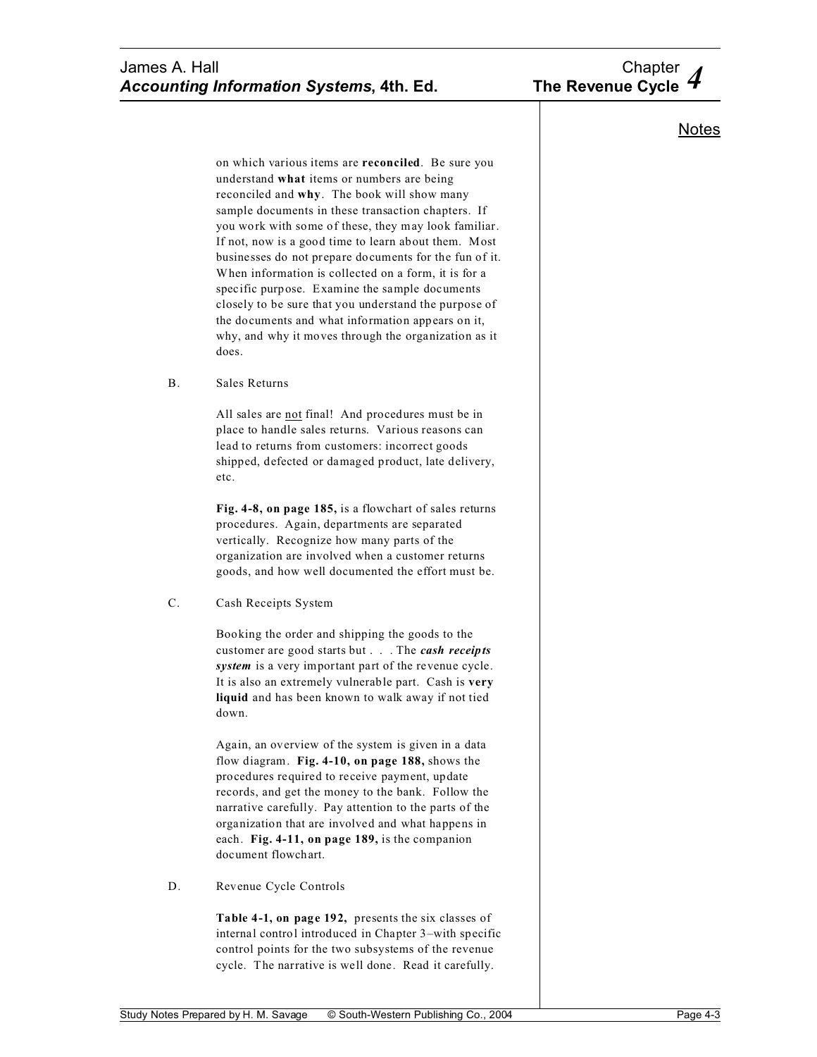on which various items are **reconciled**. Be sure you understand **what** items or numbers are being reconciled and **why**. The book will show many sample documents in these transaction chapters. If you work with some of these, they may look familiar. If not, now is a good time to learn about them. Most businesses do not prepare documents for the fun of it. When information is collected on a form, it is for a specific purpose. Examine the sample documents closely to be sure that you understand the purpose of the documents and what information appears on it, why, and why it moves through the organization as it does.

B. Sales Returns

All sales are <u>not</u> final! And procedures must be in place to handle sales returns. Various reasons can lead to returns from customers: incorrect goods shipped, defected or damaged product, late delivery, etc.

**Fig. 4-8, on page 185,** is a flowchart of sales returns procedures. Again, departments are separated vertically. Recognize how many parts of the organization are involved when a customer returns goods, and how well documented the effort must be.

C. Cash Receipts System

Booking the order and shipping the goods to the customer are good starts but . . . The ***cash receipts system*** is a very important part of the revenue cycle. It is also an extremely vulnerable part. Cash is **very liquid** and has been known to walk away if not tied down.

Again, an overview of the system is given in a data flow diagram. **Fig. 4-10, on page 188,** shows the procedures required to receive payment, update records, and get the money to the bank. Follow the narrative carefully. Pay attention to the parts of the organization that are involved and what happens in each. **Fig. 4-11, on page 189,** is the companion document flowchart.

D. Revenue Cycle Controls

**Table 4-1, on page 192,** presents the six classes of internal control introduced in Chapter 3–with specific control points for the two subsystems of the revenue cycle. The narrative is well done. Read it carefully.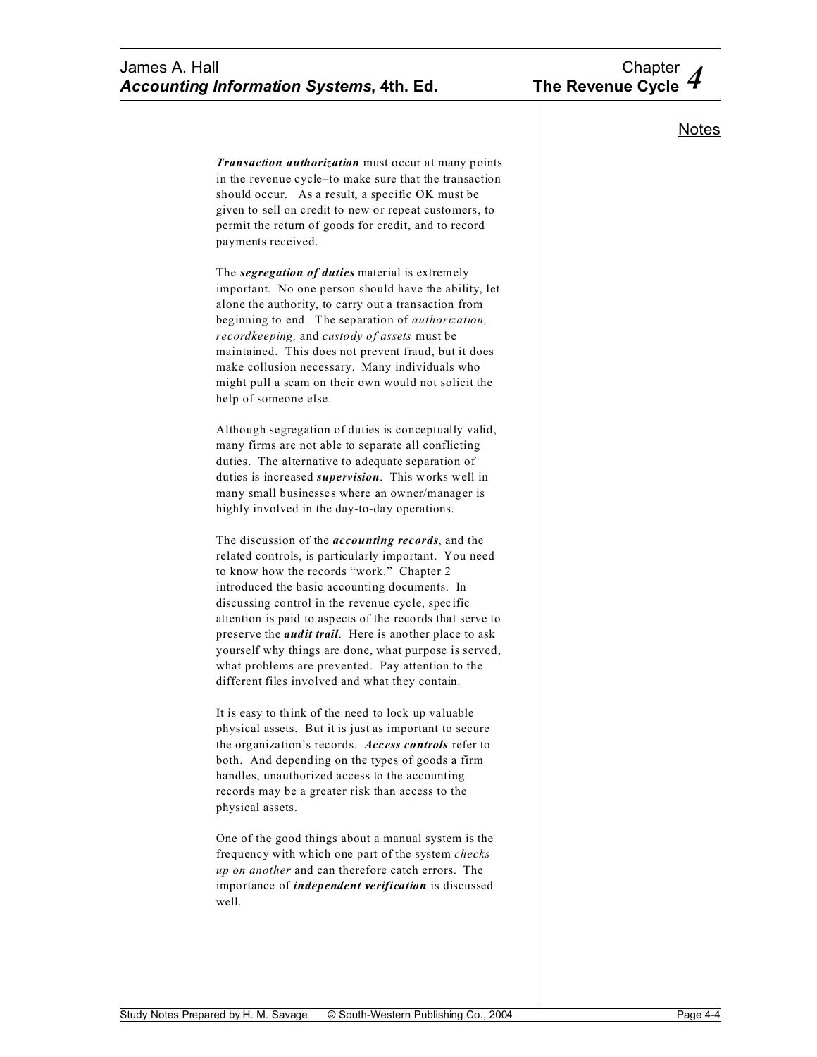***Transaction authorization*** must occur at many points in the revenue cycle–to make sure that the transaction should occur. As a result, a specific OK must be given to sell on credit to new or repeat customers, to permit the return of goods for credit, and to record payments received.

The ***segregation of duties*** material is extremely important. No one person should have the ability, let alone the authority, to carry out a transaction from beginning to end. The separation of *authorization, recordkeeping,* and *custody of assets* must be maintained. This does not prevent fraud, but it does make collusion necessary. Many individuals who might pull a scam on their own would not solicit the help of someone else.

Although segregation of duties is conceptually valid, many firms are not able to separate all conflicting duties. The alternative to adequate separation of duties is increased ***supervision***. This works well in many small businesses where an owner/manager is highly involved in the day-to-day operations.

The discussion of the ***accounting records***, and the related controls, is particularly important. You need to know how the records "work." Chapter 2 introduced the basic accounting documents. In discussing control in the revenue cycle, specific attention is paid to aspects of the records that serve to preserve the ***audit trail***. Here is another place to ask yourself why things are done, what purpose is served, what problems are prevented. Pay attention to the different files involved and what they contain.

It is easy to think of the need to lock up valuable physical assets. But it is just as important to secure the organization's records. ***Access controls*** refer to both. And depending on the types of goods a firm handles, unauthorized access to the accounting records may be a greater risk than access to the physical assets.

One of the good things about a manual system is the frequency with which one part of the system *checks up on another* and can therefore catch errors. The importance of ***independent verification*** is discussed well.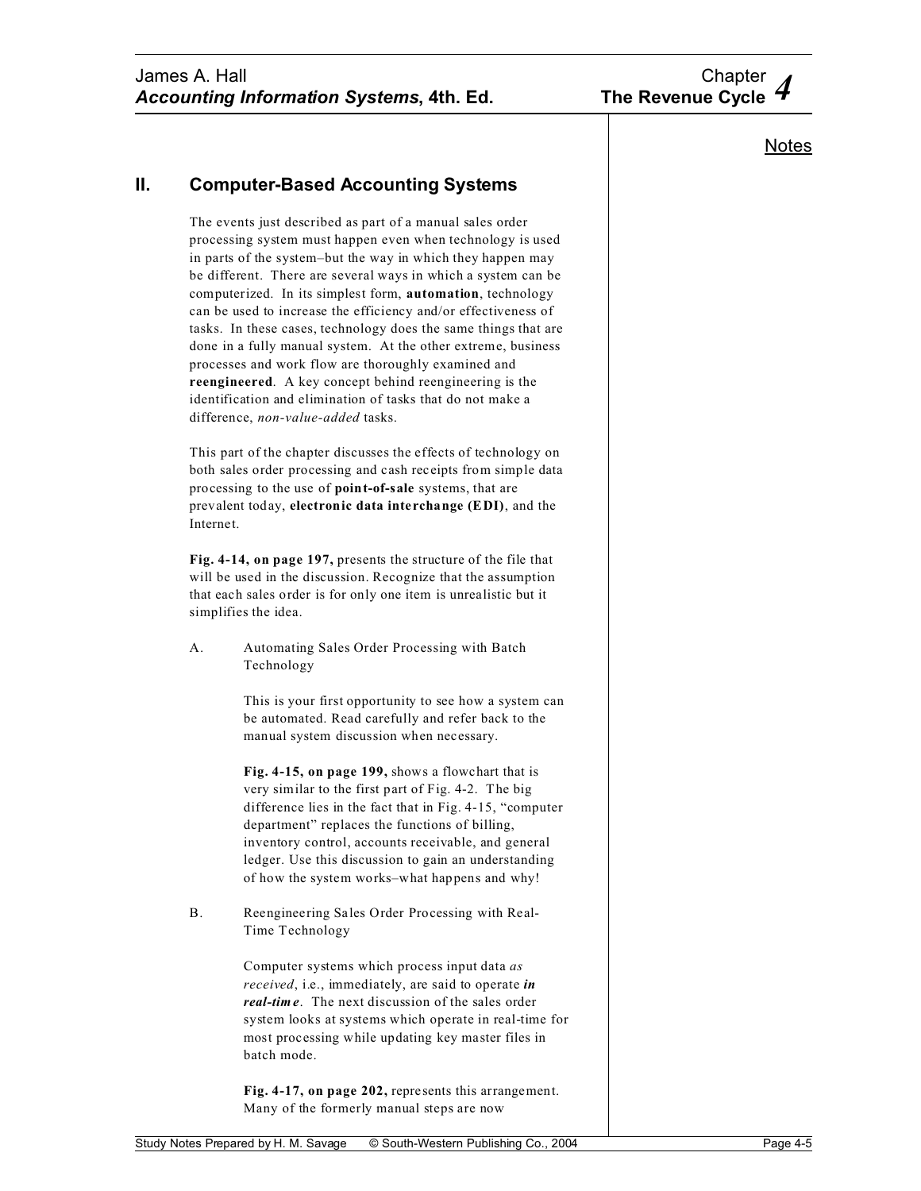Notes

## II. Computer-Based Accounting Systems

The events just described as part of a manual sales order processing system must happen even when technology is used in parts of the system–but the way in which they happen may be different. There are several ways in which a system can be computerized. In its simplest form, **automation**, technology can be used to increase the efficiency and/or effectiveness of tasks. In these cases, technology does the same things that are done in a fully manual system. At the other extreme, business processes and work flow are thoroughly examined and **reengineered**. A key concept behind reengineering is the identification and elimination of tasks that do not make a difference, *non-value-added* tasks.

This part of the chapter discusses the effects of technology on both sales order processing and cash receipts from simple data processing to the use of **point-of-sale** systems, that are prevalent today, **electronic data interchange (EDI)**, and the Internet.

**Fig. 4-14, on page 197,** presents the structure of the file that will be used in the discussion. Recognize that the assumption that each sales order is for only one item is unrealistic but it simplifies the idea.

### A. Automating Sales Order Processing with Batch Technology

This is your first opportunity to see how a system can be automated. Read carefully and refer back to the manual system discussion when necessary.

**Fig. 4-15, on page 199,** shows a flowchart that is very similar to the first part of Fig. 4-2. The big difference lies in the fact that in Fig. 4-15, "computer department" replaces the functions of billing, inventory control, accounts receivable, and general ledger. Use this discussion to gain an understanding of how the system works–what happens and why!

### B. Reengineering Sales Order Processing with Real-Time Technology

Computer systems which process input data *as received*, i.e., immediately, are said to operate ***in real-time***. The next discussion of the sales order system looks at systems which operate in real-time for most processing while updating key master files in batch mode.

**Fig. 4-17, on page 202,** represents this arrangement. Many of the formerly manual steps are now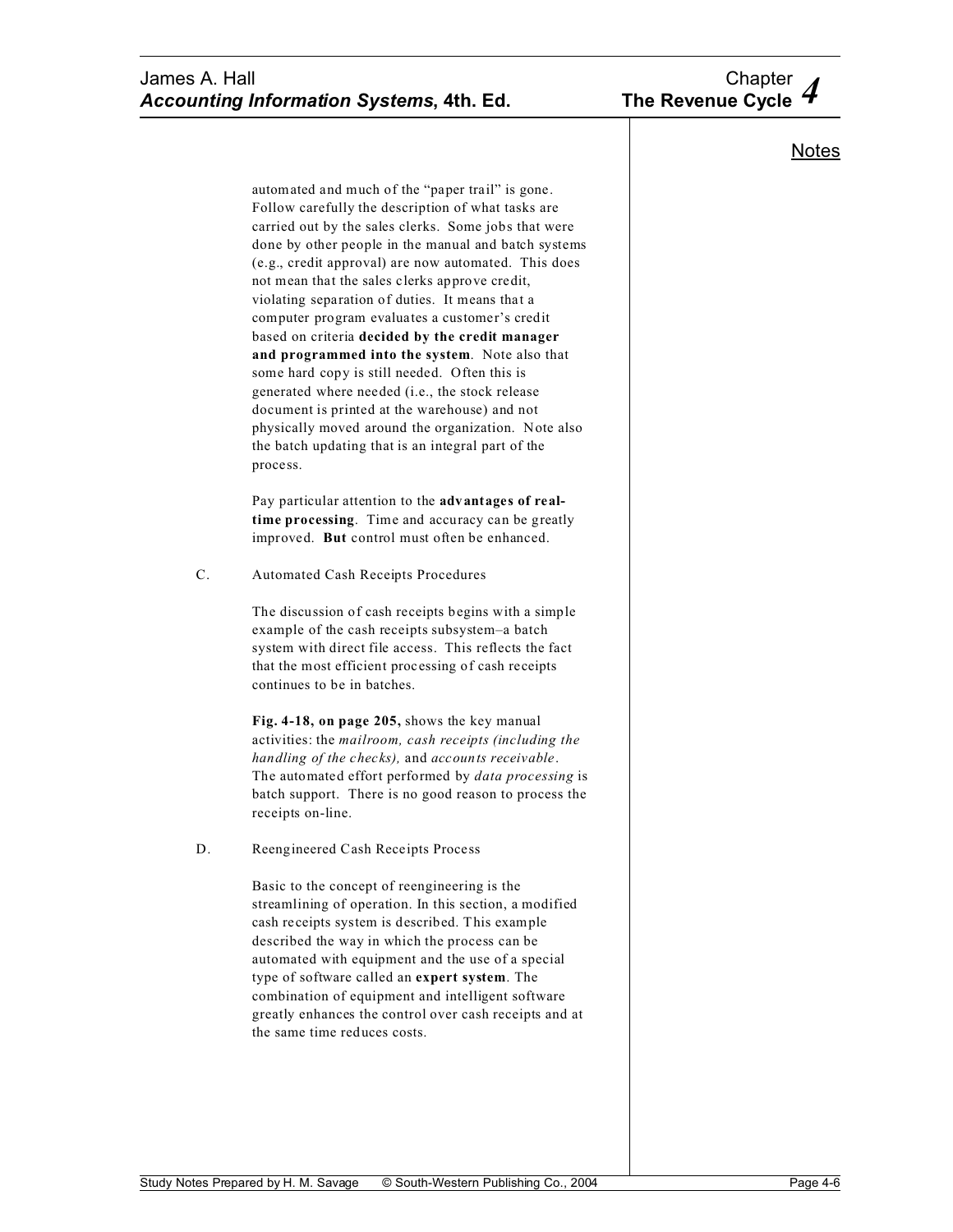automated and much of the "paper trail" is gone. Follow carefully the description of what tasks are carried out by the sales clerks. Some jobs that were done by other people in the manual and batch systems (e.g., credit approval) are now automated. This does not mean that the sales clerks approve credit, violating separation of duties. It means that a computer program evaluates a customer's credit based on criteria **decided by the credit manager and programmed into the system**. Note also that some hard copy is still needed. Often this is generated where needed (i.e., the stock release document is printed at the warehouse) and not physically moved around the organization. Note also the batch updating that is an integral part of the process.

Pay particular attention to the **advantages of real-time processing**. Time and accuracy can be greatly improved. **But** control must often be enhanced.

C. Automated Cash Receipts Procedures

The discussion of cash receipts begins with a simple example of the cash receipts subsystem–a batch system with direct file access. This reflects the fact that the most efficient processing of cash receipts continues to be in batches.

**Fig. 4-18, on page 205,** shows the key manual activities: the *mailroom, cash receipts (including the handling of the checks),* and *accounts receivable*. The automated effort performed by *data processing* is batch support. There is no good reason to process the receipts on-line.

D. Reengineered Cash Receipts Process

Basic to the concept of reengineering is the streamlining of operation. In this section, a modified cash receipts system is described. This example described the way in which the process can be automated with equipment and the use of a special type of software called an **expert system**. The combination of equipment and intelligent software greatly enhances the control over cash receipts and at the same time reduces costs.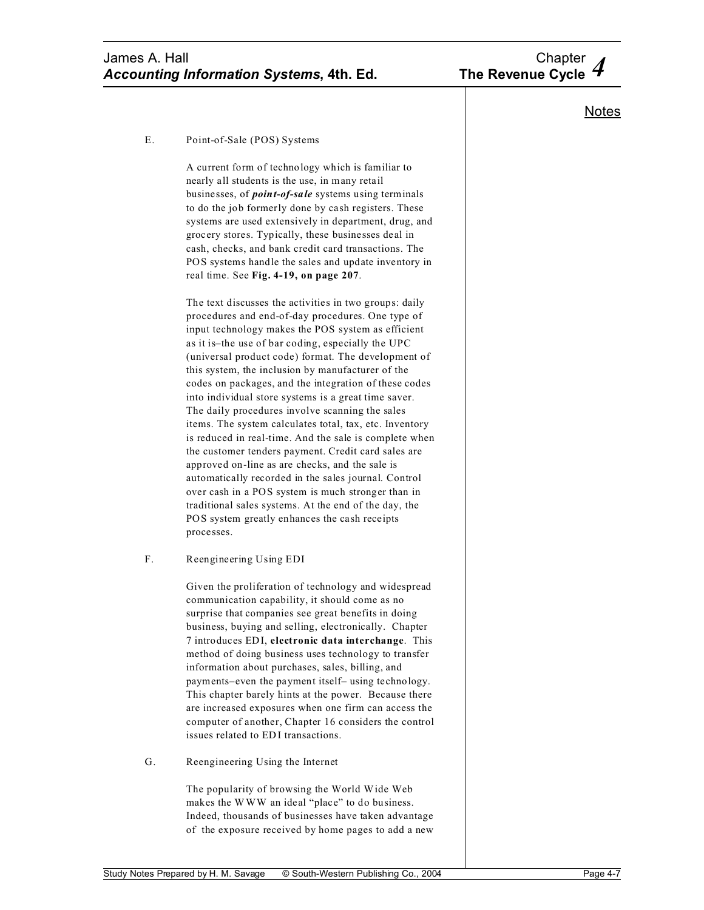## E. Point-of-Sale (POS) Systems

A current form of technology which is familiar to nearly all students is the use, in many retail businesses, of ***point-of-sale*** systems using terminals to do the job formerly done by cash registers. These systems are used extensively in department, drug, and grocery stores. Typically, these businesses deal in cash, checks, and bank credit card transactions. The POS systems handle the sales and update inventory in real time. See **Fig. 4-19, on page 207**.

The text discusses the activities in two groups: daily procedures and end-of-day procedures. One type of input technology makes the POS system as efficient as it is–the use of bar coding, especially the UPC (universal product code) format. The development of this system, the inclusion by manufacturer of the codes on packages, and the integration of these codes into individual store systems is a great time saver. The daily procedures involve scanning the sales items. The system calculates total, tax, etc. Inventory is reduced in real-time. And the sale is complete when the customer tenders payment. Credit card sales are approved on-line as are checks, and the sale is automatically recorded in the sales journal. Control over cash in a POS system is much stronger than in traditional sales systems. At the end of the day, the POS system greatly enhances the cash receipts processes.

## F. Reengineering Using EDI

Given the proliferation of technology and widespread communication capability, it should come as no surprise that companies see great benefits in doing business, buying and selling, electronically. Chapter 7 introduces EDI, **electronic data interchange**. This method of doing business uses technology to transfer information about purchases, sales, billing, and payments–even the payment itself– using technology. This chapter barely hints at the power. Because there are increased exposures when one firm can access the computer of another, Chapter 16 considers the control issues related to EDI transactions.

## G. Reengineering Using the Internet

The popularity of browsing the World Wide Web makes the WWW an ideal "place" to do business. Indeed, thousands of businesses have taken advantage of the exposure received by home pages to add a new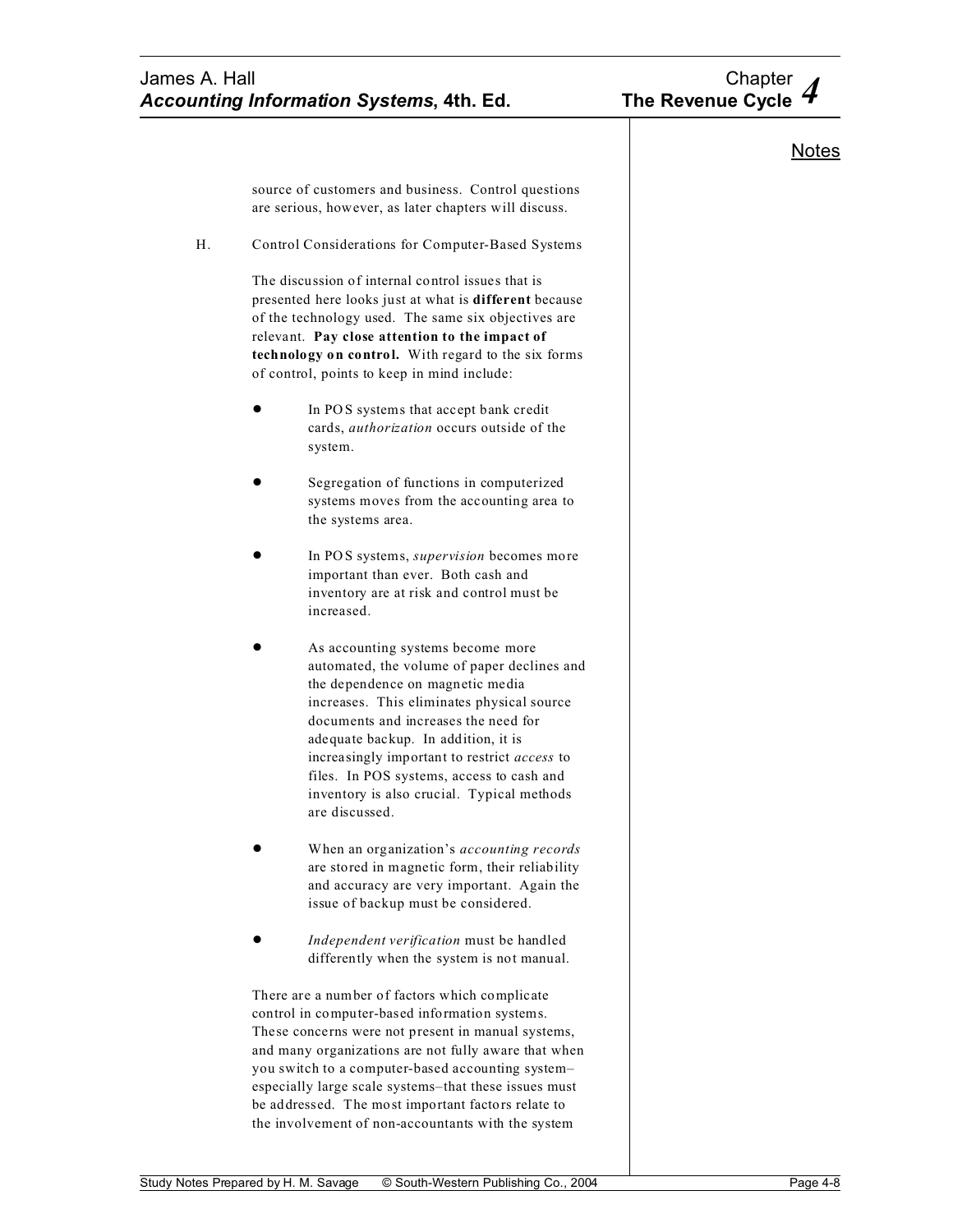source of customers and business. Control questions are serious, however, as later chapters will discuss.

H. Control Considerations for Computer-Based Systems

The discussion of internal control issues that is presented here looks just at what is **different** because of the technology used. The same six objectives are relevant. **Pay close attention to the impact of technology on control.** With regard to the six forms of control, points to keep in mind include:

- In POS systems that accept bank credit cards, *authorization* occurs outside of the system.
- Segregation of functions in computerized systems moves from the accounting area to the systems area.
- In POS systems, *supervision* becomes more important than ever. Both cash and inventory are at risk and control must be increased.
- As accounting systems become more automated, the volume of paper declines and the dependence on magnetic media increases. This eliminates physical source documents and increases the need for adequate backup. In addition, it is increasingly important to restrict *access* to files. In POS systems, access to cash and inventory is also crucial. Typical methods are discussed.
- When an organization's *accounting records* are stored in magnetic form, their reliability and accuracy are very important. Again the issue of backup must be considered.
- *Independent verification* must be handled differently when the system is not manual.

There are a number of factors which complicate control in computer-based information systems. These concerns were not present in manual systems, and many organizations are not fully aware that when you switch to a computer-based accounting system–especially large scale systems–that these issues must be addressed. The most important factors relate to the involvement of non-accountants with the system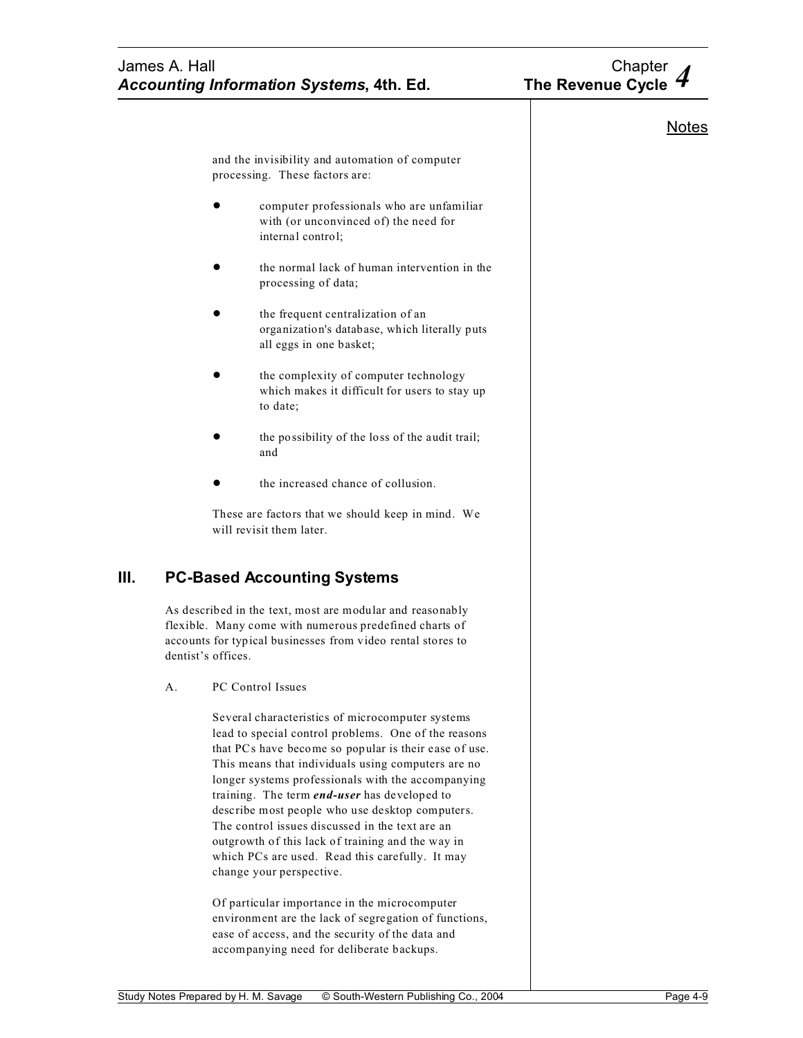and the invisibility and automation of computer processing. These factors are:

- computer professionals who are unfamiliar with (or unconvinced of) the need for internal control;
- the normal lack of human intervention in the processing of data;
- the frequent centralization of an organization's database, which literally puts all eggs in one basket;
- the complexity of computer technology which makes it difficult for users to stay up to date;
- the possibility of the loss of the audit trail; and
- the increased chance of collusion.

These are factors that we should keep in mind. We will revisit them later.

## III. PC-Based Accounting Systems

As described in the text, most are modular and reasonably flexible. Many come with numerous predefined charts of accounts for typical businesses from video rental stores to dentist's offices.

A. PC Control Issues

Several characteristics of microcomputer systems lead to special control problems. One of the reasons that PCs have become so popular is their ease of use. This means that individuals using computers are no longer systems professionals with the accompanying training. The term ***end-user*** has developed to describe most people who use desktop computers. The control issues discussed in the text are an outgrowth of this lack of training and the way in which PCs are used. Read this carefully. It may change your perspective.

Of particular importance in the microcomputer environment are the lack of segregation of functions, ease of access, and the security of the data and accompanying need for deliberate backups.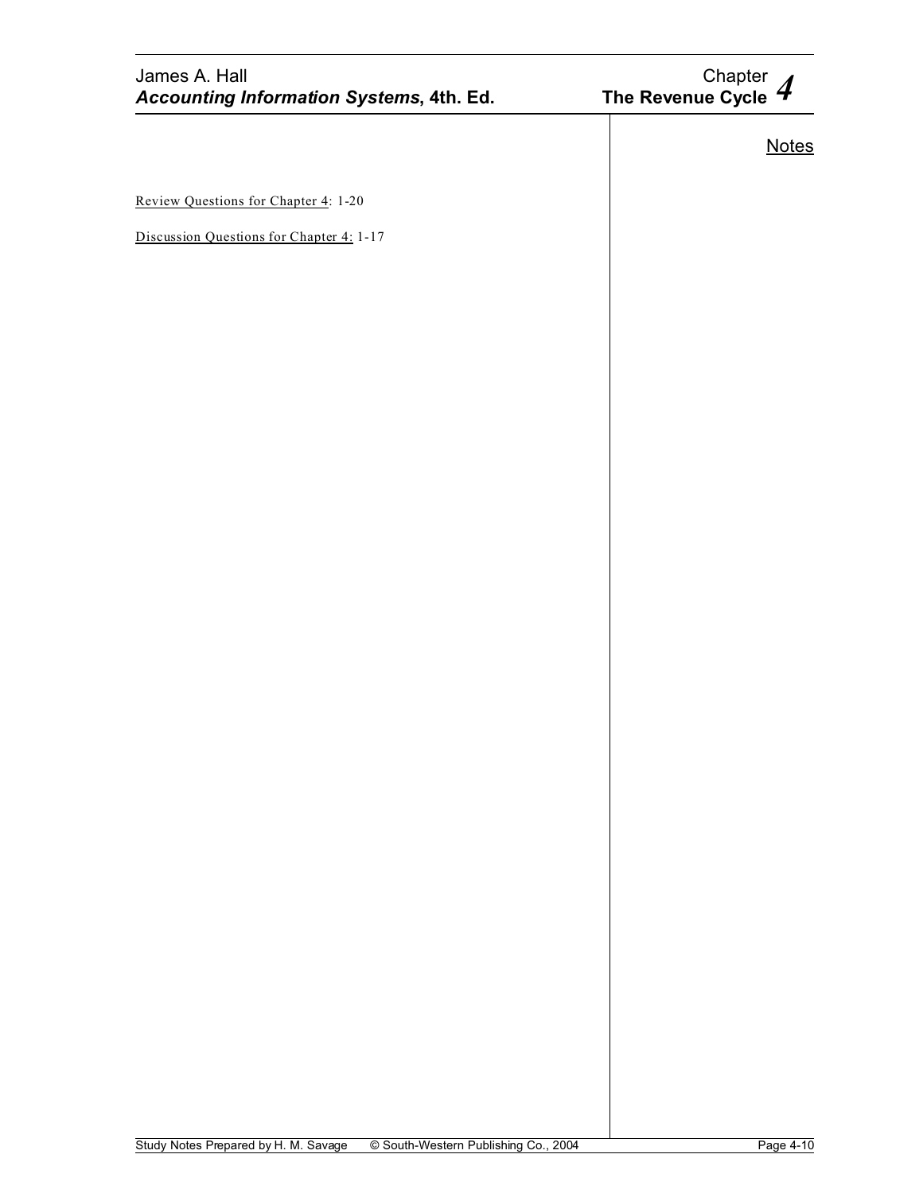Notes

Review Questions for Chapter 4: 1-20

Discussion Questions for Chapter 4: 1-17